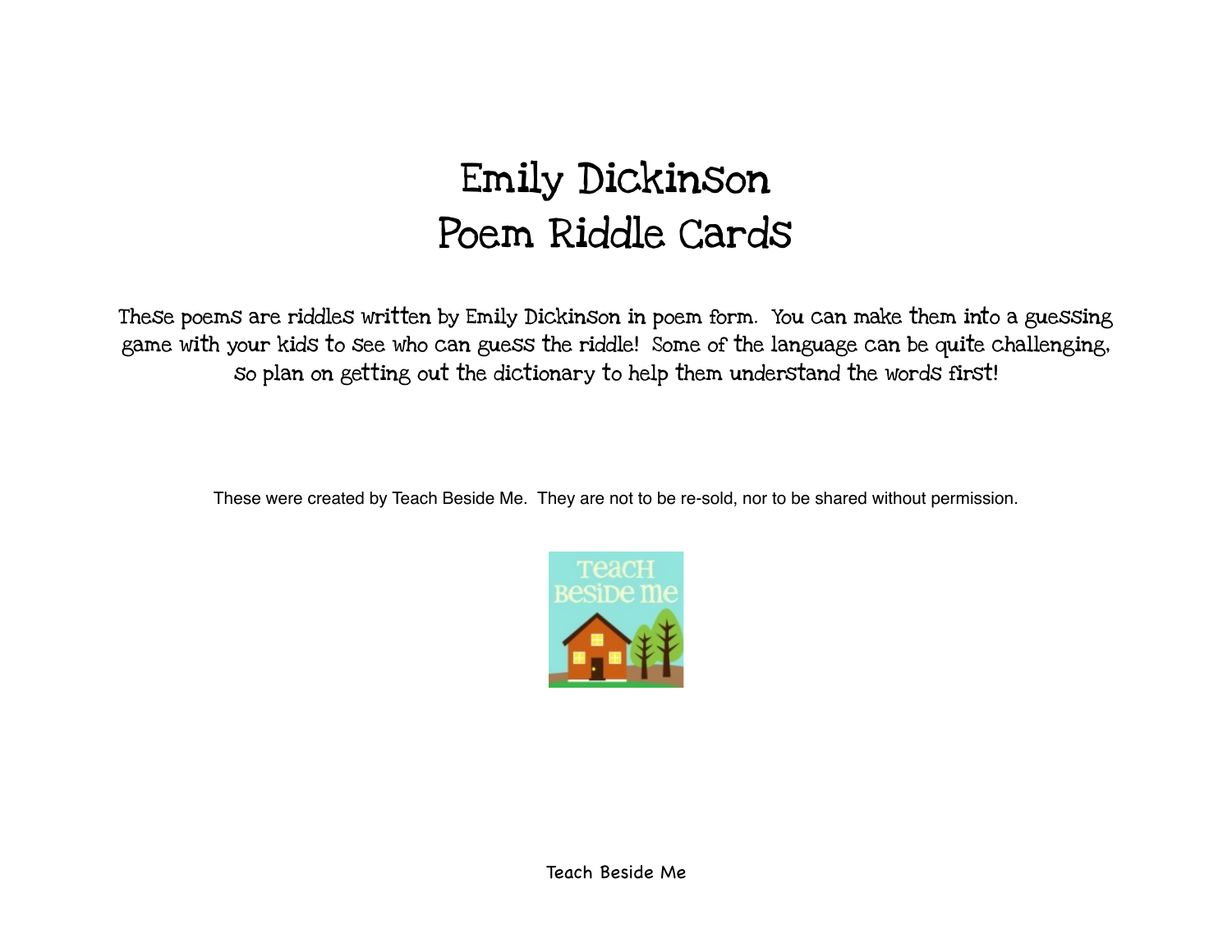# Emily Dickinson
# Poem Riddle Cards

These poems are riddles written by Emily Dickinson in poem form. You can make them into a guessing game with your kids to see who can guess the riddle! Some of the language can be quite challenging, so plan on getting out the dictionary to help them understand the words first!

These were created by Teach Beside Me. They are not to be re-sold, nor to be shared without permission.

Teach Beside Me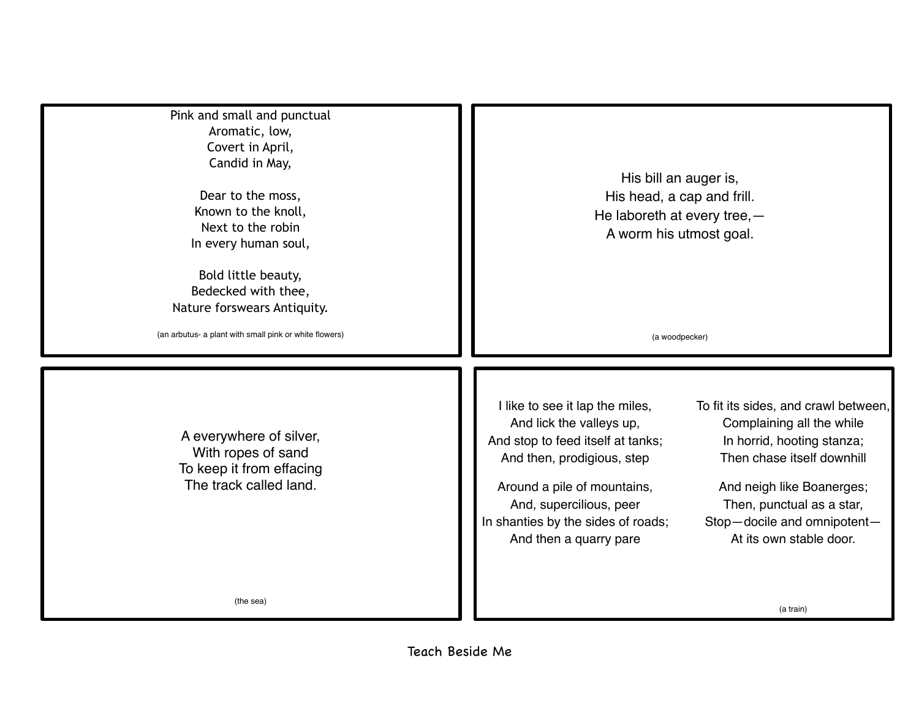Pink and small and punctual
Aromatic, low,
Covert in April,
Candid in May,

Dear to the moss,
Known to the knoll,
Next to the robin
In every human soul,

Bold little beauty,
Bedecked with thee,
Nature forswears Antiquity.

(an arbutus- a plant with small pink or white flowers)

---

His bill an auger is,
His head, a cap and frill.
He laboreth at every tree,—
A worm his utmost goal.

(a woodpecker)

---

A everywhere of silver,
With ropes of sand
To keep it from effacing
The track called land.

(the sea)

---

I like to see it lap the miles,
And lick the valleys up,
And stop to feed itself at tanks;
And then, prodigious, step

Around a pile of mountains,
And, supercilious, peer
In shanties by the sides of roads;
And then a quarry pare

To fit its sides, and crawl between,
Complaining all the while
In horrid, hooting stanza;
Then chase itself downhill

And neigh like Boanerges;
Then, punctual as a star,
Stop—docile and omnipotent—
At its own stable door.

(a train)

Teach Beside Me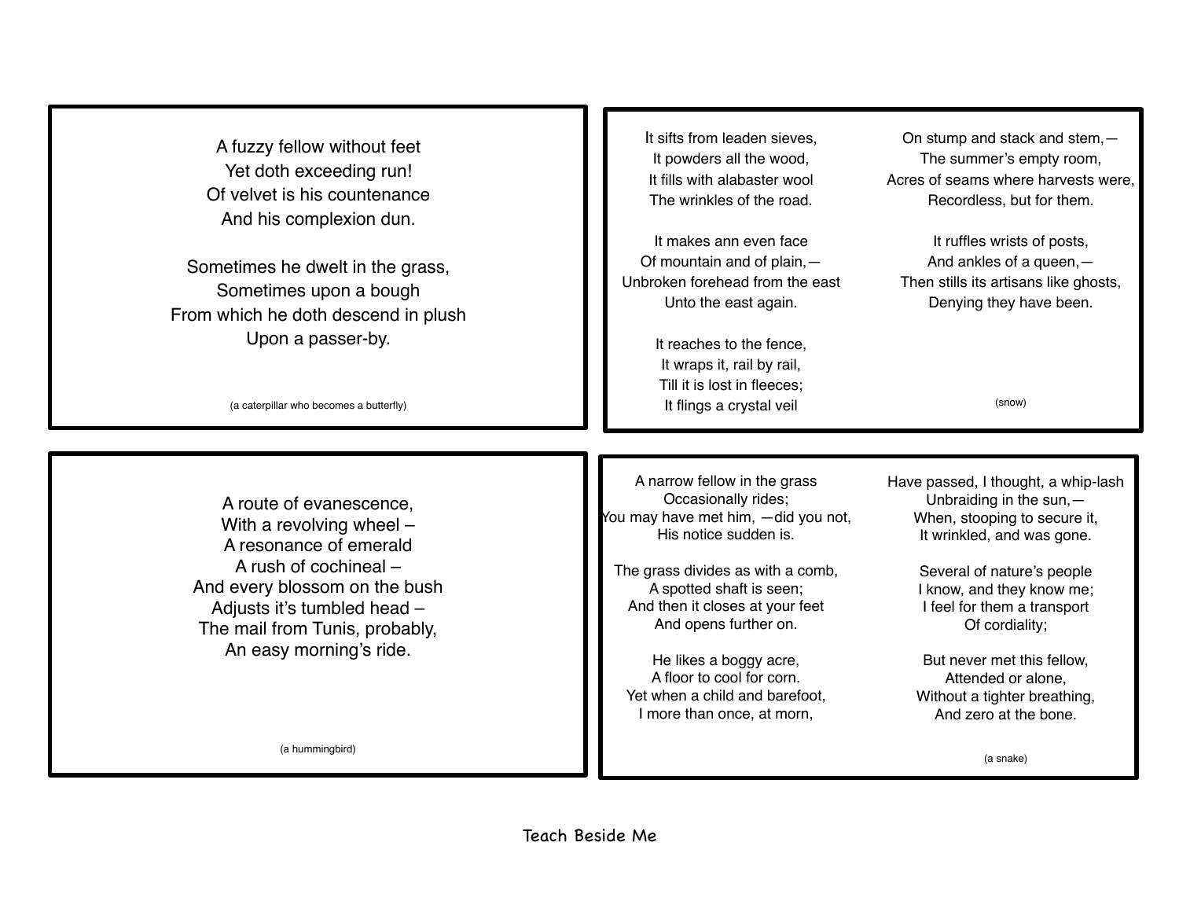A fuzzy fellow without feet
Yet doth exceeding run!
Of velvet is his countenance
And his complexion dun.

Sometimes he dwelt in the grass,
Sometimes upon a bough
From which he doth descend in plush
Upon a passer-by.

(a caterpillar who becomes a butterfly)

---

It sifts from leaden sieves,
It powders all the wood,
It fills with alabaster wool
The wrinkles of the road.

It makes ann even face
Of mountain and of plain,—
Unbroken forehead from the east
Unto the east again.

It reaches to the fence,
It wraps it, rail by rail,
Till it is lost in fleeces;
It flings a crystal veil

On stump and stack and stem,—
The summer's empty room,
Acres of seams where harvests were,
Recordless, but for them.

It ruffles wrists of posts,
And ankles of a queen,—
Then stills its artisans like ghosts,
Denying they have been.

(snow)

---

A route of evanescence,
With a revolving wheel –
A resonance of emerald
A rush of cochineal –
And every blossom on the bush
Adjusts it's tumbled head –
The mail from Tunis, probably,
An easy morning's ride.

(a hummingbird)

---

A narrow fellow in the grass
Occasionally rides;
You may have met him, —did you not,
His notice sudden is.

The grass divides as with a comb,
A spotted shaft is seen;
And then it closes at your feet
And opens further on.

He likes a boggy acre,
A floor to cool for corn.
Yet when a child and barefoot,
I more than once, at morn,

Have passed, I thought, a whip-lash
Unbraiding in the sun,—
When, stooping to secure it,
It wrinkled, and was gone.

Several of nature's people
I know, and they know me;
I feel for them a transport
Of cordiality;

But never met this fellow,
Attended or alone,
Without a tighter breathing,
And zero at the bone.

(a snake)

Teach Beside Me